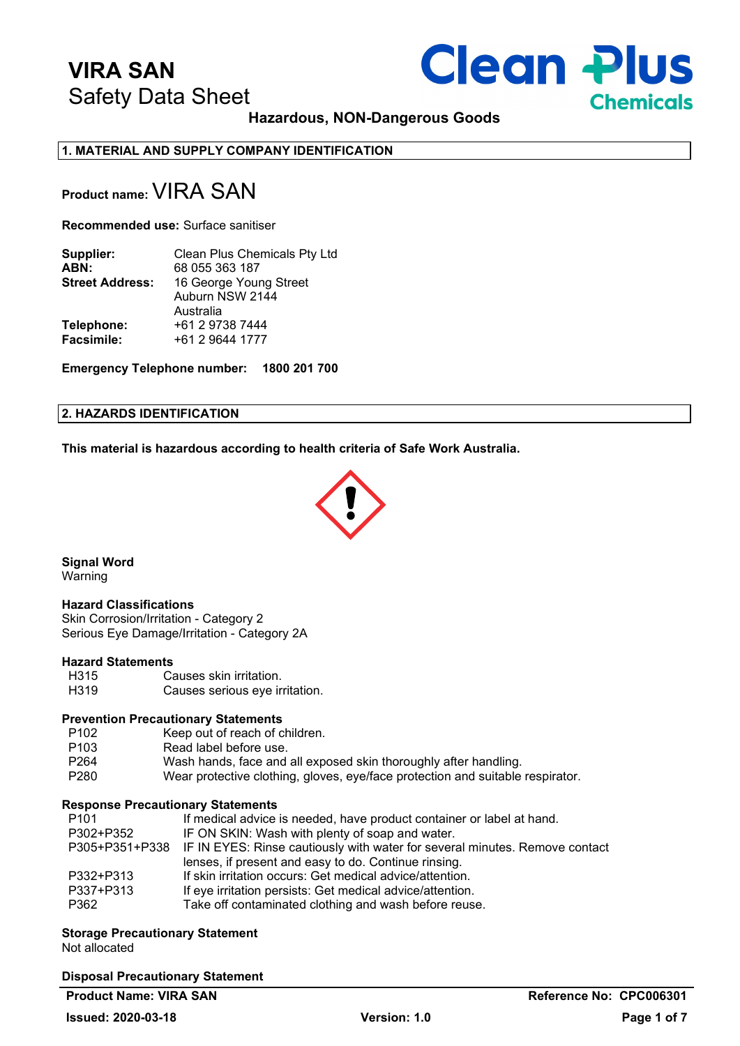# VIRA SAN
Safety Data Sheet

Clean Plus Chemicals

**Hazardous, NON-Dangerous Goods**

## 1. MATERIAL AND SUPPLY COMPANY IDENTIFICATION

**Product name:** VIRA SAN

**Recommended use:** Surface sanitiser

| | |
|---|---|
| **Supplier:** | Clean Plus Chemicals Pty Ltd |
| **ABN:** | 68 055 363 187 |
| **Street Address:** | 16 George Young Street<br>Auburn NSW 2144<br>Australia |
| **Telephone:** | +61 2 9738 7444 |
| **Facsimile:** | +61 2 9644 1777 |

**Emergency Telephone number: 1800 201 700**

## 2. HAZARDS IDENTIFICATION

**This material is hazardous according to health criteria of Safe Work Australia.**

**Signal Word**
Warning

**Hazard Classifications**
Skin Corrosion/Irritation - Category 2
Serious Eye Damage/Irritation - Category 2A

**Hazard Statements**

| | |
|---|---|
| H315 | Causes skin irritation. |
| H319 | Causes serious eye irritation. |

**Prevention Precautionary Statements**

| | |
|---|---|
| P102 | Keep out of reach of children. |
| P103 | Read label before use. |
| P264 | Wash hands, face and all exposed skin thoroughly after handling. |
| P280 | Wear protective clothing, gloves, eye/face protection and suitable respirator. |

**Response Precautionary Statements**

| | |
|---|---|
| P101 | If medical advice is needed, have product container or label at hand. |
| P302+P352 | IF ON SKIN: Wash with plenty of soap and water. |
| P305+P351+P338 | IF IN EYES: Rinse cautiously with water for several minutes. Remove contact lenses, if present and easy to do. Continue rinsing. |
| P332+P313 | If skin irritation occurs: Get medical advice/attention. |
| P337+P313 | If eye irritation persists: Get medical advice/attention. |
| P362 | Take off contaminated clothing and wash before reuse. |

**Storage Precautionary Statement**
Not allocated

**Disposal Precautionary Statement**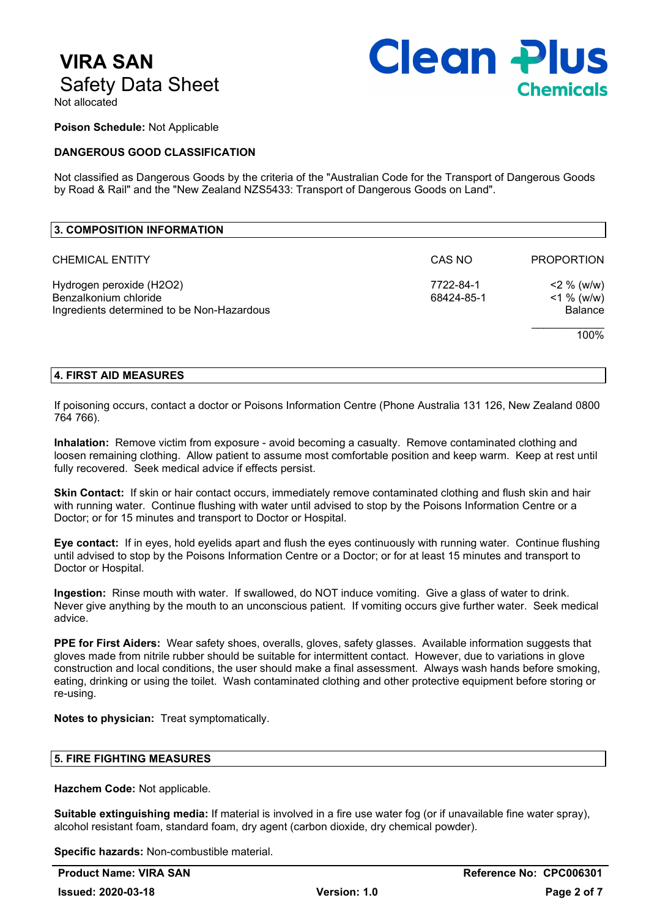Not allocated

**Poison Schedule:** Not Applicable

**DANGEROUS GOOD CLASSIFICATION**

Not classified as Dangerous Goods by the criteria of the "Australian Code for the Transport of Dangerous Goods by Road & Rail" and the "New Zealand NZS5433: Transport of Dangerous Goods on Land".

## 3. COMPOSITION INFORMATION

| CHEMICAL ENTITY | CAS NO | PROPORTION |
|---|---|---|
| Hydrogen peroxide ($H_2O_2$) | 7722-84-1 | <2 % (w/w) |
| Benzalkonium chloride | 68424-85-1 | <1 % (w/w) |
| Ingredients determined to be Non-Hazardous | | Balance |
| | | 100% |

## 4. FIRST AID MEASURES

If poisoning occurs, contact a doctor or Poisons Information Centre (Phone Australia 131 126, New Zealand 0800 764 766).

**Inhalation:** Remove victim from exposure - avoid becoming a casualty. Remove contaminated clothing and loosen remaining clothing. Allow patient to assume most comfortable position and keep warm. Keep at rest until fully recovered. Seek medical advice if effects persist.

**Skin Contact:** If skin or hair contact occurs, immediately remove contaminated clothing and flush skin and hair with running water. Continue flushing with water until advised to stop by the Poisons Information Centre or a Doctor; or for 15 minutes and transport to Doctor or Hospital.

**Eye contact:** If in eyes, hold eyelids apart and flush the eyes continuously with running water. Continue flushing until advised to stop by the Poisons Information Centre or a Doctor; or for at least 15 minutes and transport to Doctor or Hospital.

**Ingestion:** Rinse mouth with water. If swallowed, do NOT induce vomiting. Give a glass of water to drink. Never give anything by the mouth to an unconscious patient. If vomiting occurs give further water. Seek medical advice.

**PPE for First Aiders:** Wear safety shoes, overalls, gloves, safety glasses. Available information suggests that gloves made from nitrile rubber should be suitable for intermittent contact. However, due to variations in glove construction and local conditions, the user should make a final assessment. Always wash hands before smoking, eating, drinking or using the toilet. Wash contaminated clothing and other protective equipment before storing or re-using.

**Notes to physician:** Treat symptomatically.

## 5. FIRE FIGHTING MEASURES

**Hazchem Code:** Not applicable.

**Suitable extinguishing media:** If material is involved in a fire use water fog (or if unavailable fine water spray), alcohol resistant foam, standard foam, dry agent (carbon dioxide, dry chemical powder).

**Specific hazards:** Non-combustible material.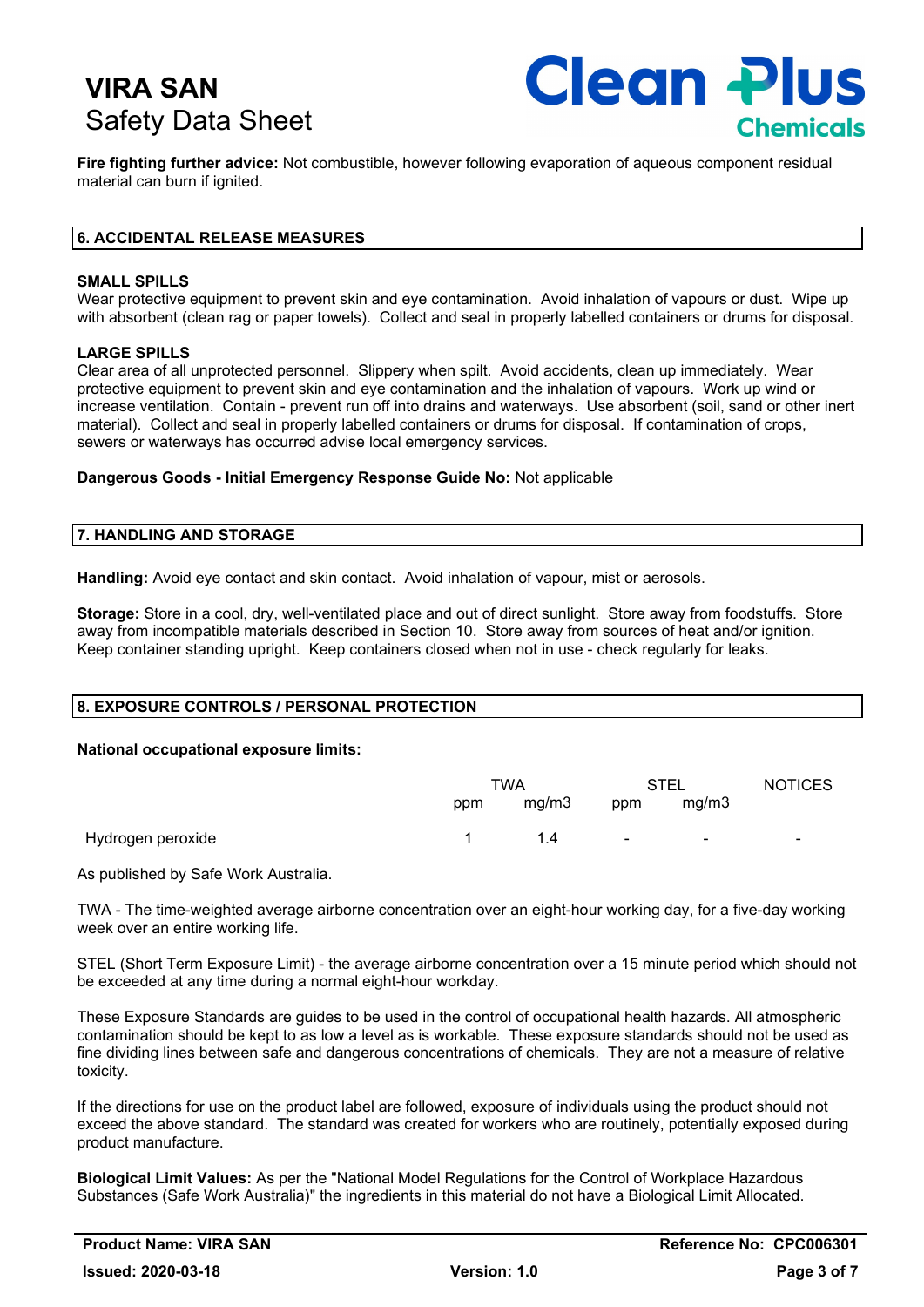**Fire fighting further advice:** Not combustible, however following evaporation of aqueous component residual material can burn if ignited.

## 6. ACCIDENTAL RELEASE MEASURES

### SMALL SPILLS

Wear protective equipment to prevent skin and eye contamination. Avoid inhalation of vapours or dust. Wipe up with absorbent (clean rag or paper towels). Collect and seal in properly labelled containers or drums for disposal.

### LARGE SPILLS

Clear area of all unprotected personnel. Slippery when spilt. Avoid accidents, clean up immediately. Wear protective equipment to prevent skin and eye contamination and the inhalation of vapours. Work up wind or increase ventilation. Contain - prevent run off into drains and waterways. Use absorbent (soil, sand or other inert material). Collect and seal in properly labelled containers or drums for disposal. If contamination of crops, sewers or waterways has occurred advise local emergency services.

**Dangerous Goods - Initial Emergency Response Guide No:** Not applicable

## 7. HANDLING AND STORAGE

**Handling:** Avoid eye contact and skin contact. Avoid inhalation of vapour, mist or aerosols.

**Storage:** Store in a cool, dry, well-ventilated place and out of direct sunlight. Store away from foodstuffs. Store away from incompatible materials described in Section 10. Store away from sources of heat and/or ignition. Keep container standing upright. Keep containers closed when not in use - check regularly for leaks.

## 8. EXPOSURE CONTROLS / PERSONAL PROTECTION

**National occupational exposure limits:**

| | TWA | | STEL | | NOTICES |
|---|---|---|---|---|---|
| | ppm | mg/m3 | ppm | mg/m3 | |
| Hydrogen peroxide | 1 | 1.4 | - | - | - |

As published by Safe Work Australia.

TWA - The time-weighted average airborne concentration over an eight-hour working day, for a five-day working week over an entire working life.

STEL (Short Term Exposure Limit) - the average airborne concentration over a 15 minute period which should not be exceeded at any time during a normal eight-hour workday.

These Exposure Standards are guides to be used in the control of occupational health hazards. All atmospheric contamination should be kept to as low a level as is workable. These exposure standards should not be used as fine dividing lines between safe and dangerous concentrations of chemicals. They are not a measure of relative toxicity.

If the directions for use on the product label are followed, exposure of individuals using the product should not exceed the above standard. The standard was created for workers who are routinely, potentially exposed during product manufacture.

**Biological Limit Values:** As per the "National Model Regulations for the Control of Workplace Hazardous Substances (Safe Work Australia)" the ingredients in this material do not have a Biological Limit Allocated.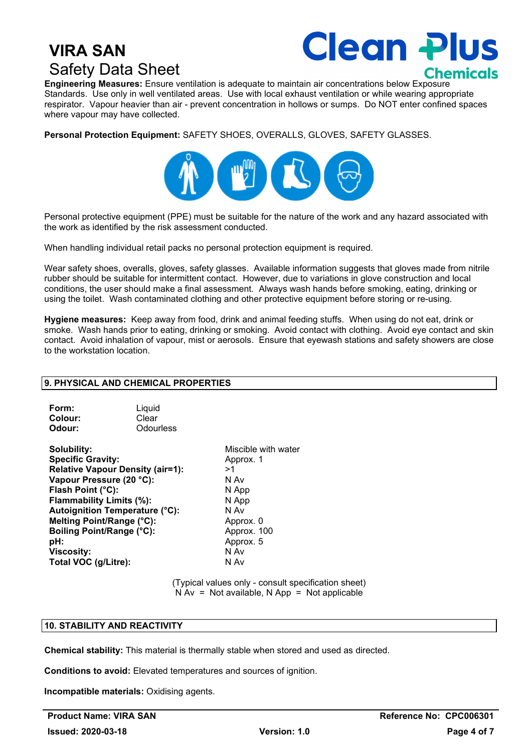**Engineering Measures:** Ensure ventilation is adequate to maintain air concentrations below Exposure Standards. Use only in well ventilated areas. Use with local exhaust ventilation or while wearing appropriate respirator. Vapour heavier than air - prevent concentration in hollows or sumps. Do NOT enter confined spaces where vapour may have collected.

**Personal Protection Equipment:** SAFETY SHOES, OVERALLS, GLOVES, SAFETY GLASSES.

Personal protective equipment (PPE) must be suitable for the nature of the work and any hazard associated with the work as identified by the risk assessment conducted.

When handling individual retail packs no personal protection equipment is required.

Wear safety shoes, overalls, gloves, safety glasses. Available information suggests that gloves made from nitrile rubber should be suitable for intermittent contact. However, due to variations in glove construction and local conditions, the user should make a final assessment. Always wash hands before smoking, eating, drinking or using the toilet. Wash contaminated clothing and other protective equipment before storing or re-using.

**Hygiene measures:** Keep away from food, drink and animal feeding stuffs. When using do not eat, drink or smoke. Wash hands prior to eating, drinking or smoking. Avoid contact with clothing. Avoid eye contact and skin contact. Avoid inhalation of vapour, mist or aerosols. Ensure that eyewash stations and safety showers are close to the workstation location.

## 9. PHYSICAL AND CHEMICAL PROPERTIES

| | |
|---|---|
| **Form:** | Liquid |
| **Colour:** | Clear |
| **Odour:** | Odourless |

| | |
|---|---|
| **Solubility:** | Miscible with water |
| **Specific Gravity:** | Approx. 1 |
| **Relative Vapour Density (air=1):** | >1 |
| **Vapour Pressure (20 °C):** | N Av |
| **Flash Point (°C):** | N App |
| **Flammability Limits (%):** | N App |
| **Autoignition Temperature (°C):** | N Av |
| **Melting Point/Range (°C):** | Approx. 0 |
| **Boiling Point/Range (°C):** | Approx. 100 |
| **pH:** | Approx. 5 |
| **Viscosity:** | N Av |
| **Total VOC (g/Litre):** | N Av |

(Typical values only - consult specification sheet)
N Av = Not available, N App = Not applicable

## 10. STABILITY AND REACTIVITY

**Chemical stability:** This material is thermally stable when stored and used as directed.

**Conditions to avoid:** Elevated temperatures and sources of ignition.

**Incompatible materials:** Oxidising agents.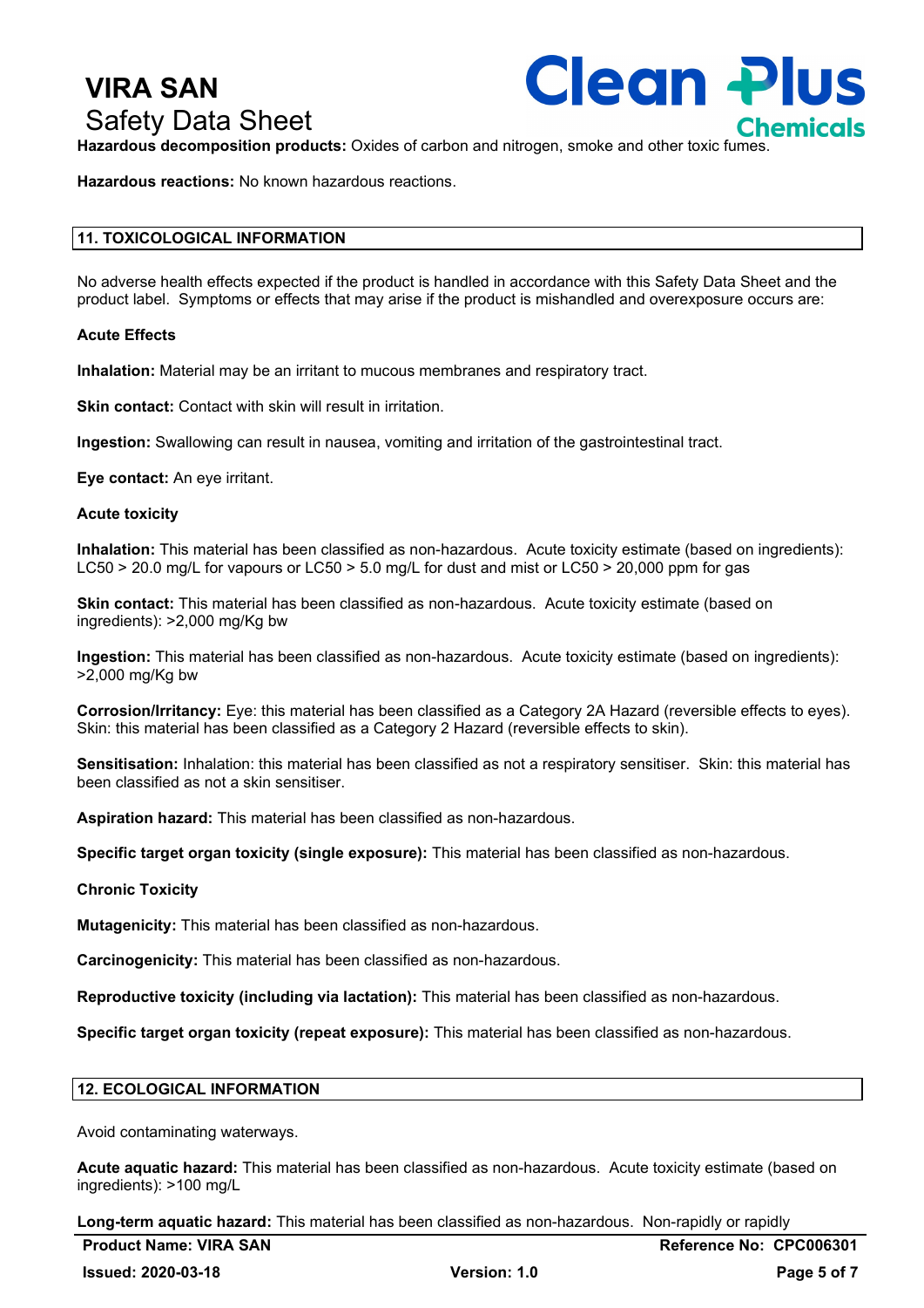**Hazardous decomposition products:** Oxides of carbon and nitrogen, smoke and other toxic fumes.

**Hazardous reactions:** No known hazardous reactions.

## 11. TOXICOLOGICAL INFORMATION

No adverse health effects expected if the product is handled in accordance with this Safety Data Sheet and the product label. Symptoms or effects that may arise if the product is mishandled and overexposure occurs are:

**Acute Effects**

**Inhalation:** Material may be an irritant to mucous membranes and respiratory tract.

**Skin contact:** Contact with skin will result in irritation.

**Ingestion:** Swallowing can result in nausea, vomiting and irritation of the gastrointestinal tract.

**Eye contact:** An eye irritant.

**Acute toxicity**

**Inhalation:** This material has been classified as non-hazardous. Acute toxicity estimate (based on ingredients): LC50 > 20.0 mg/L for vapours or LC50 > 5.0 mg/L for dust and mist or LC50 > 20,000 ppm for gas

**Skin contact:** This material has been classified as non-hazardous. Acute toxicity estimate (based on ingredients): >2,000 mg/Kg bw

**Ingestion:** This material has been classified as non-hazardous. Acute toxicity estimate (based on ingredients): >2,000 mg/Kg bw

**Corrosion/Irritancy:** Eye: this material has been classified as a Category 2A Hazard (reversible effects to eyes). Skin: this material has been classified as a Category 2 Hazard (reversible effects to skin).

**Sensitisation:** Inhalation: this material has been classified as not a respiratory sensitiser. Skin: this material has been classified as not a skin sensitiser.

**Aspiration hazard:** This material has been classified as non-hazardous.

**Specific target organ toxicity (single exposure):** This material has been classified as non-hazardous.

**Chronic Toxicity**

**Mutagenicity:** This material has been classified as non-hazardous.

**Carcinogenicity:** This material has been classified as non-hazardous.

**Reproductive toxicity (including via lactation):** This material has been classified as non-hazardous.

**Specific target organ toxicity (repeat exposure):** This material has been classified as non-hazardous.

## 12. ECOLOGICAL INFORMATION

Avoid contaminating waterways.

**Acute aquatic hazard:** This material has been classified as non-hazardous. Acute toxicity estimate (based on ingredients): >100 mg/L

**Long-term aquatic hazard:** This material has been classified as non-hazardous. Non-rapidly or rapidly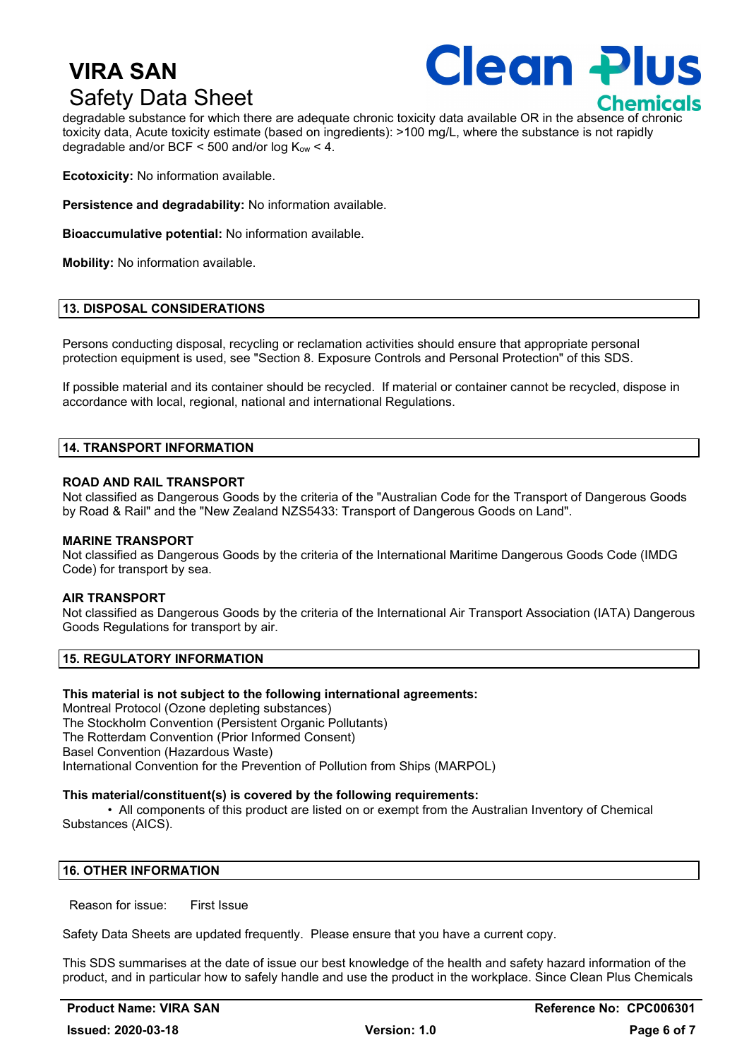degradable substance for which there are adequate chronic toxicity data available OR in the absence of chronic toxicity data, Acute toxicity estimate (based on ingredients): >100 mg/L, where the substance is not rapidly degradable and/or BCF < 500 and/or log $K_{ow}$ < 4.

**Ecotoxicity:** No information available.

**Persistence and degradability:** No information available.

**Bioaccumulative potential:** No information available.

**Mobility:** No information available.

## 13. DISPOSAL CONSIDERATIONS

Persons conducting disposal, recycling or reclamation activities should ensure that appropriate personal protection equipment is used, see "Section 8. Exposure Controls and Personal Protection" of this SDS.

If possible material and its container should be recycled. If material or container cannot be recycled, dispose in accordance with local, regional, national and international Regulations.

## 14. TRANSPORT INFORMATION

**ROAD AND RAIL TRANSPORT**
Not classified as Dangerous Goods by the criteria of the "Australian Code for the Transport of Dangerous Goods by Road & Rail" and the "New Zealand NZS5433: Transport of Dangerous Goods on Land".

**MARINE TRANSPORT**
Not classified as Dangerous Goods by the criteria of the International Maritime Dangerous Goods Code (IMDG Code) for transport by sea.

**AIR TRANSPORT**
Not classified as Dangerous Goods by the criteria of the International Air Transport Association (IATA) Dangerous Goods Regulations for transport by air.

## 15. REGULATORY INFORMATION

**This material is not subject to the following international agreements:**
Montreal Protocol (Ozone depleting substances)
The Stockholm Convention (Persistent Organic Pollutants)
The Rotterdam Convention (Prior Informed Consent)
Basel Convention (Hazardous Waste)
International Convention for the Prevention of Pollution from Ships (MARPOL)

**This material/constituent(s) is covered by the following requirements:**

- All components of this product are listed on or exempt from the Australian Inventory of Chemical Substances (AICS).

## 16. OTHER INFORMATION

Reason for issue: First Issue

Safety Data Sheets are updated frequently. Please ensure that you have a current copy.

This SDS summarises at the date of issue our best knowledge of the health and safety hazard information of the product, and in particular how to safely handle and use the product in the workplace. Since Clean Plus Chemicals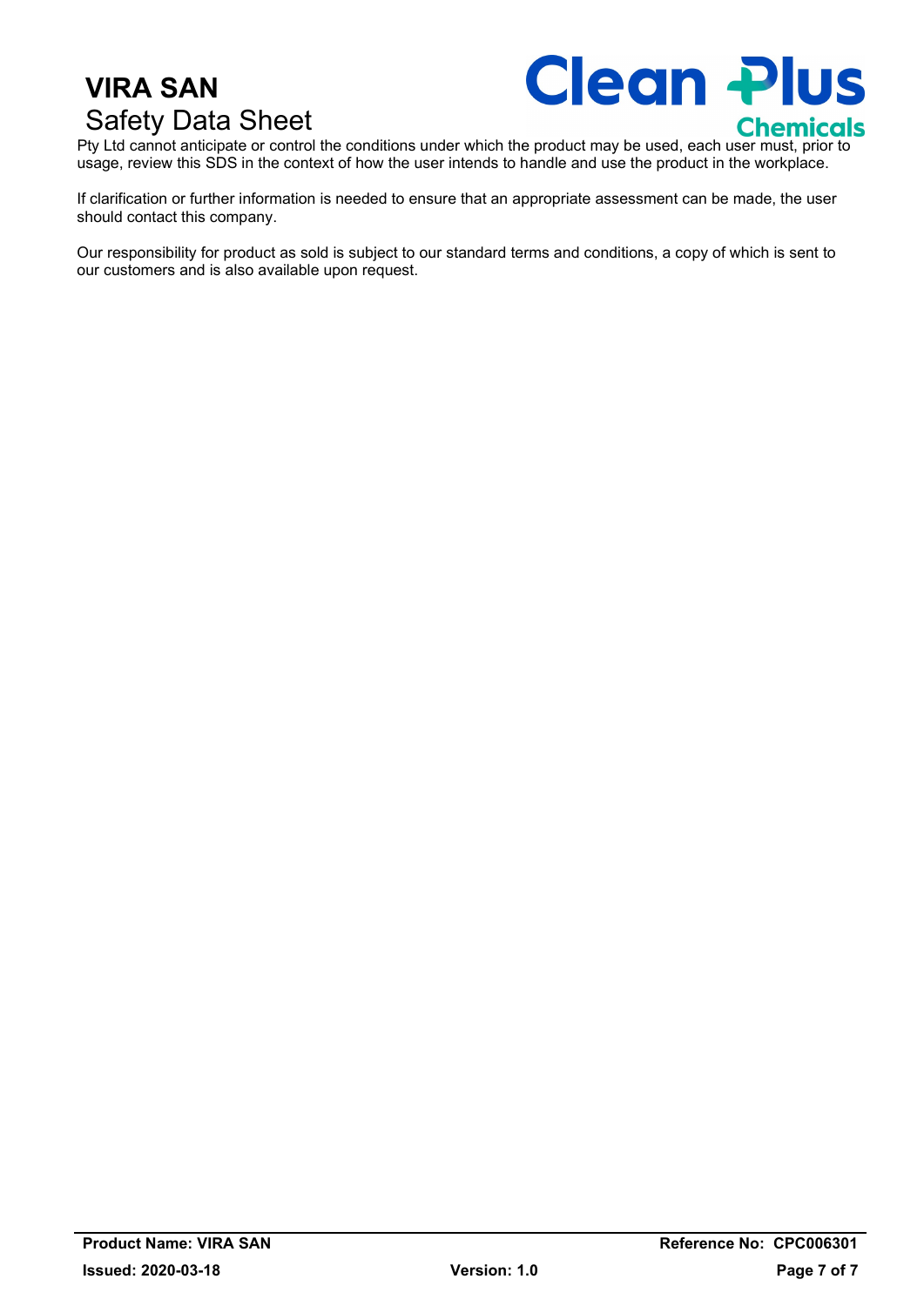Pty Ltd cannot anticipate or control the conditions under which the product may be used, each user must, prior to usage, review this SDS in the context of how the user intends to handle and use the product in the workplace.

If clarification or further information is needed to ensure that an appropriate assessment can be made, the user should contact this company.

Our responsibility for product as sold is subject to our standard terms and conditions, a copy of which is sent to our customers and is also available upon request.